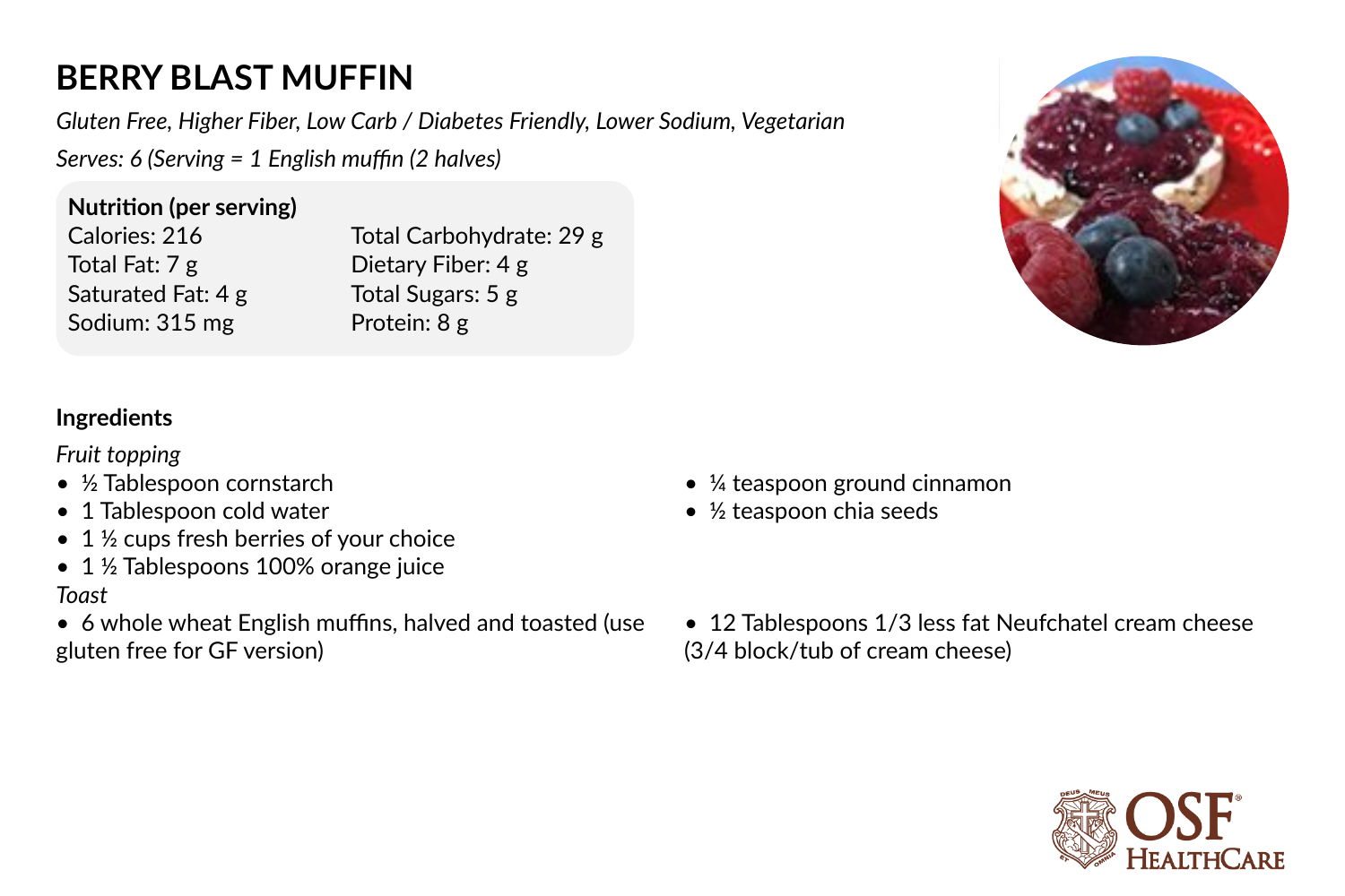# BERRY BLAST MUFFIN

*Gluten Free, Higher Fiber, Low Carb / Diabetes Friendly, Lower Sodium, Vegetarian*

*Serves: 6 (Serving = 1 English muffin (2 halves)*

**Nutrition (per serving)**

| | |
|---|---|
| Calories: 216 | Total Carbohydrate: 29 g |
| Total Fat: 7 g | Dietary Fiber: 4 g |
| Saturated Fat: 4 g | Total Sugars: 5 g |
| Sodium: 315 mg | Protein: 8 g |

## Ingredients

*Fruit topping*

- ½ Tablespoon cornstarch
- 1 Tablespoon cold water
- 1 ½ cups fresh berries of your choice
- 1 ½ Tablespoons 100% orange juice
- ¼ teaspoon ground cinnamon
- ½ teaspoon chia seeds

*Toast*

- 6 whole wheat English muffins, halved and toasted (use gluten free for GF version)
- 12 Tablespoons 1/3 less fat Neufchatel cream cheese (3/4 block/tub of cream cheese)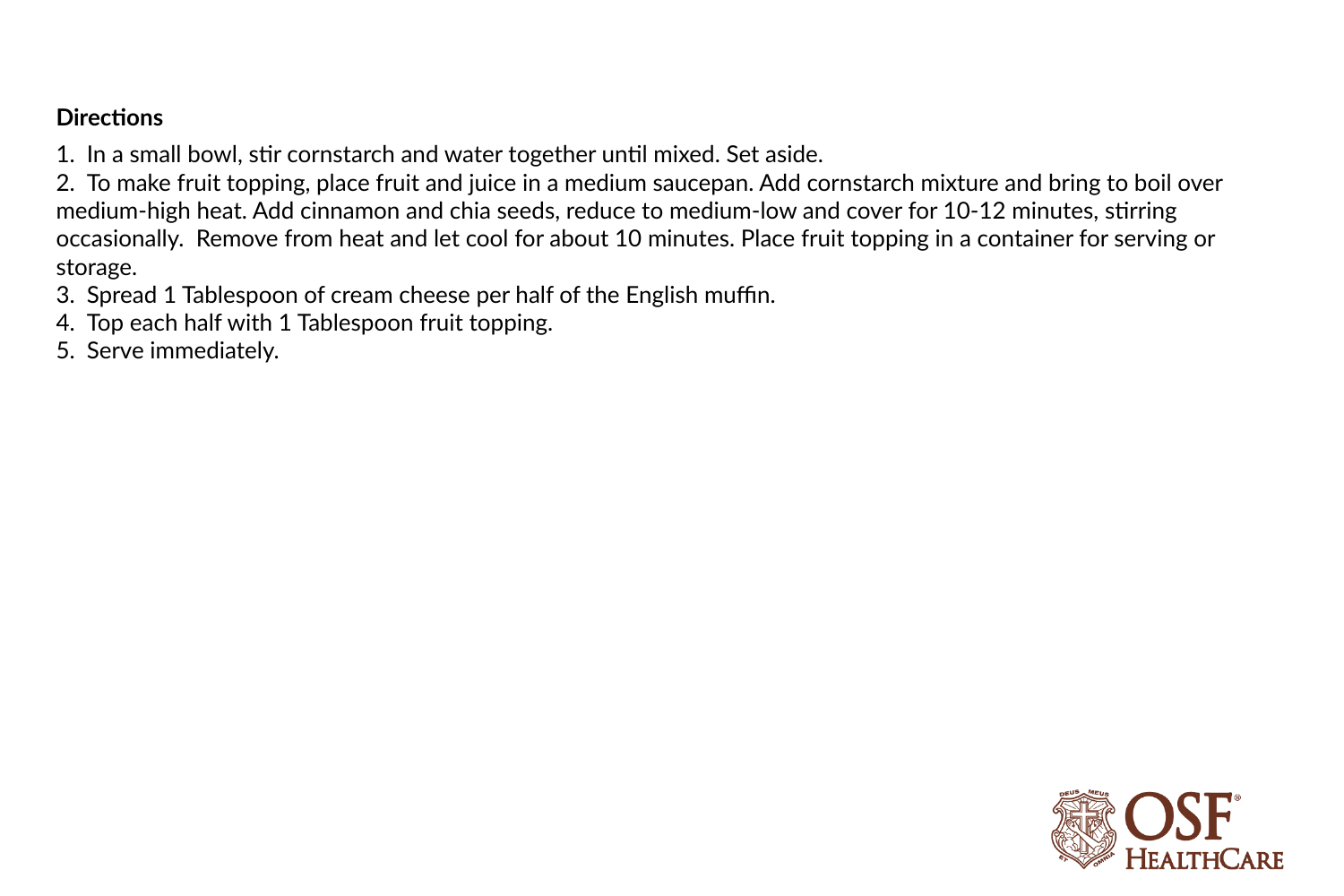**Directions**

1. In a small bowl, stir cornstarch and water together until mixed. Set aside.
2. To make fruit topping, place fruit and juice in a medium saucepan. Add cornstarch mixture and bring to boil over medium-high heat. Add cinnamon and chia seeds, reduce to medium-low and cover for 10-12 minutes, stirring occasionally. Remove from heat and let cool for about 10 minutes. Place fruit topping in a container for serving or storage.
3. Spread 1 Tablespoon of cream cheese per half of the English muffin.
4. Top each half with 1 Tablespoon fruit topping.
5. Serve immediately.